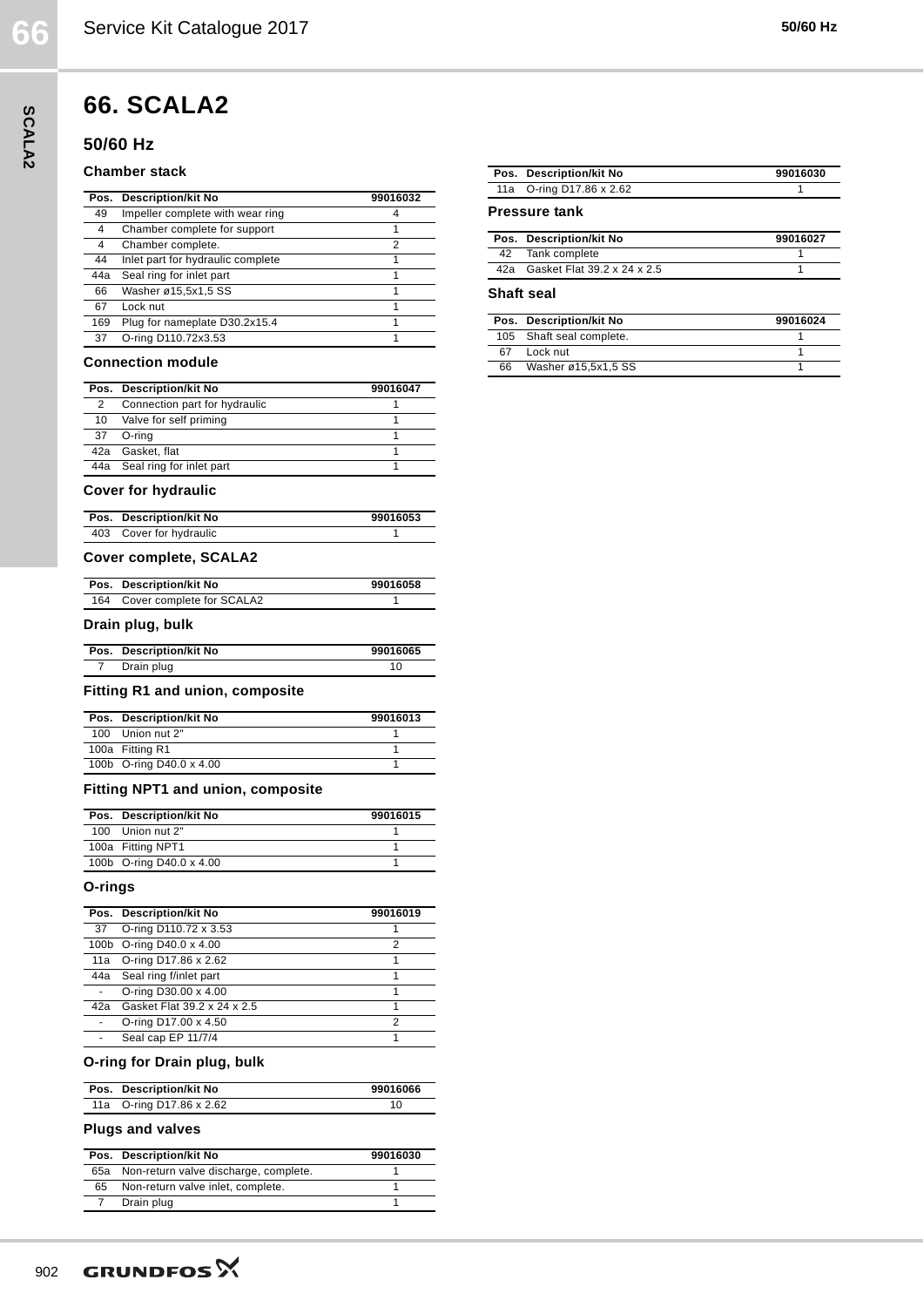# 66. SCALA2

## 50/60 Hz

### Chamber stack

| Pos. | Description/kit No | 99016032 |
|---|---|---|
| 49 | Impeller complete with wear ring | 4 |
| 4 | Chamber complete for support | 1 |
| 4 | Chamber complete. | 2 |
| 44 | Inlet part for hydraulic complete | 1 |
| 44a | Seal ring for inlet part | 1 |
| 66 | Washer ø15,5x1,5 SS | 1 |
| 67 | Lock nut | 1 |
| 169 | Plug for nameplate D30.2x15.4 | 1 |
| 37 | O-ring D110.72x3.53 | 1 |

### Connection module

| Pos. | Description/kit No | 99016047 |
|---|---|---|
| 2 | Connection part for hydraulic | 1 |
| 10 | Valve for self priming | 1 |
| 37 | O-ring | 1 |
| 42a | Gasket, flat | 1 |
| 44a | Seal ring for inlet part | 1 |

### Cover for hydraulic

| Pos. | Description/kit No | 99016053 |
|---|---|---|
| 403 | Cover for hydraulic | 1 |

### Cover complete, SCALA2

| Pos. | Description/kit No | 99016058 |
|---|---|---|
| 164 | Cover complete for SCALA2 | 1 |

### Drain plug, bulk

| Pos. | Description/kit No | 99016065 |
|---|---|---|
| 7 | Drain plug | 10 |

### Fitting R1 and union, composite

| Pos. | Description/kit No | 99016013 |
|---|---|---|
| 100 | Union nut 2" | 1 |
| 100a | Fitting R1 | 1 |
| 100b | O-ring D40.0 x 4.00 | 1 |

### Fitting NPT1 and union, composite

| Pos. | Description/kit No | 99016015 |
|---|---|---|
| 100 | Union nut 2" | 1 |
| 100a | Fitting NPT1 | 1 |
| 100b | O-ring D40.0 x 4.00 | 1 |

### O-rings

| Pos. | Description/kit No | 99016019 |
|---|---|---|
| 37 | O-ring D110.72 x 3.53 | 1 |
| 100b | O-ring D40.0 x 4.00 | 2 |
| 11a | O-ring D17.86 x 2.62 | 1 |
| 44a | Seal ring f/inlet part | 1 |
| - | O-ring D30.00 x 4.00 | 1 |
| 42a | Gasket Flat 39.2 x 24 x 2.5 | 1 |
| - | O-ring D17.00 x 4.50 | 2 |
| - | Seal cap EP 11/7/4 | 1 |

### O-ring for Drain plug, bulk

| Pos. | Description/kit No | 99016066 |
|---|---|---|
| 11a | O-ring D17.86 x 2.62 | 10 |

### Plugs and valves

| Pos. | Description/kit No | 99016030 |
|---|---|---|
| 65a | Non-return valve discharge, complete. | 1 |
| 65 | Non-return valve inlet, complete. | 1 |
| 7 | Drain plug | 1 |
| 11a | O-ring D17.86 x 2.62 | 1 |

### Pressure tank

| Pos. | Description/kit No | 99016027 |
|---|---|---|
| 42 | Tank complete | 1 |
| 42a | Gasket Flat 39.2 x 24 x 2.5 | 1 |

### Shaft seal

| Pos. | Description/kit No | 99016024 |
|---|---|---|
| 105 | Shaft seal complete. | 1 |
| 67 | Lock nut | 1 |
| 66 | Washer ø15,5x1,5 SS | 1 |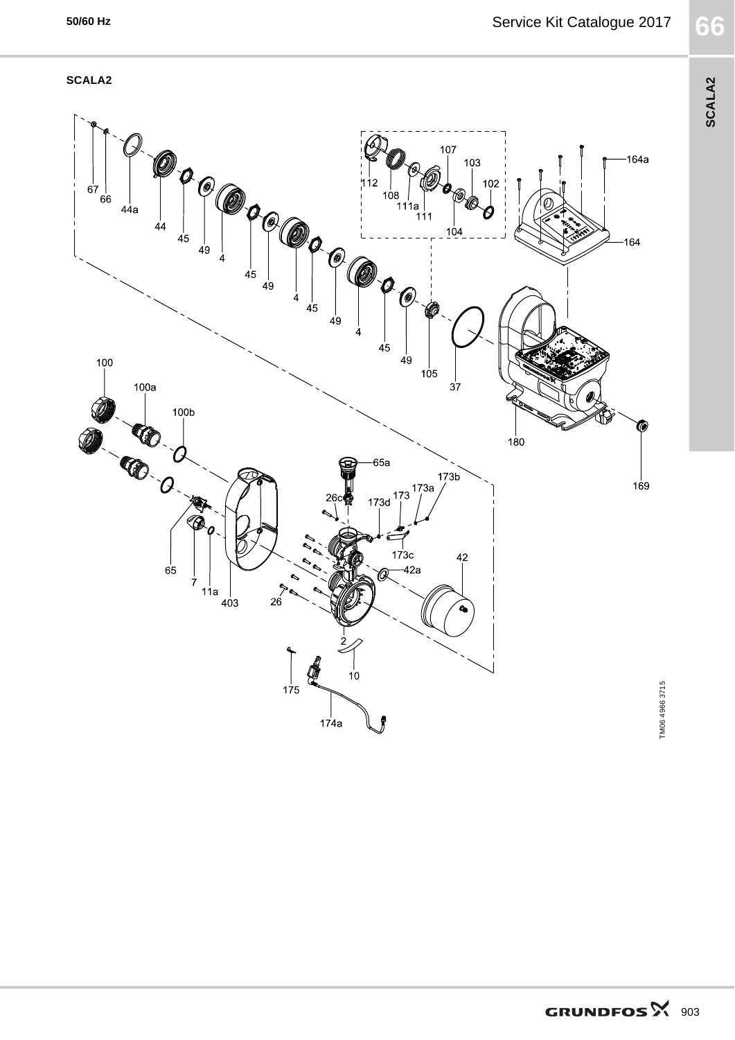## SCALA2

67
66
44a
44
45
49
4
45
49
4
45
49
4
45
49
105
37
112
108
111a
111
107
103
102
104
164a
164
180
169
100
100a
100b
65a
26c
173d
173
173a
173b
173c
42
42a
65
7
11a
403
26
2
10
175
174a

TM06 4966 3715